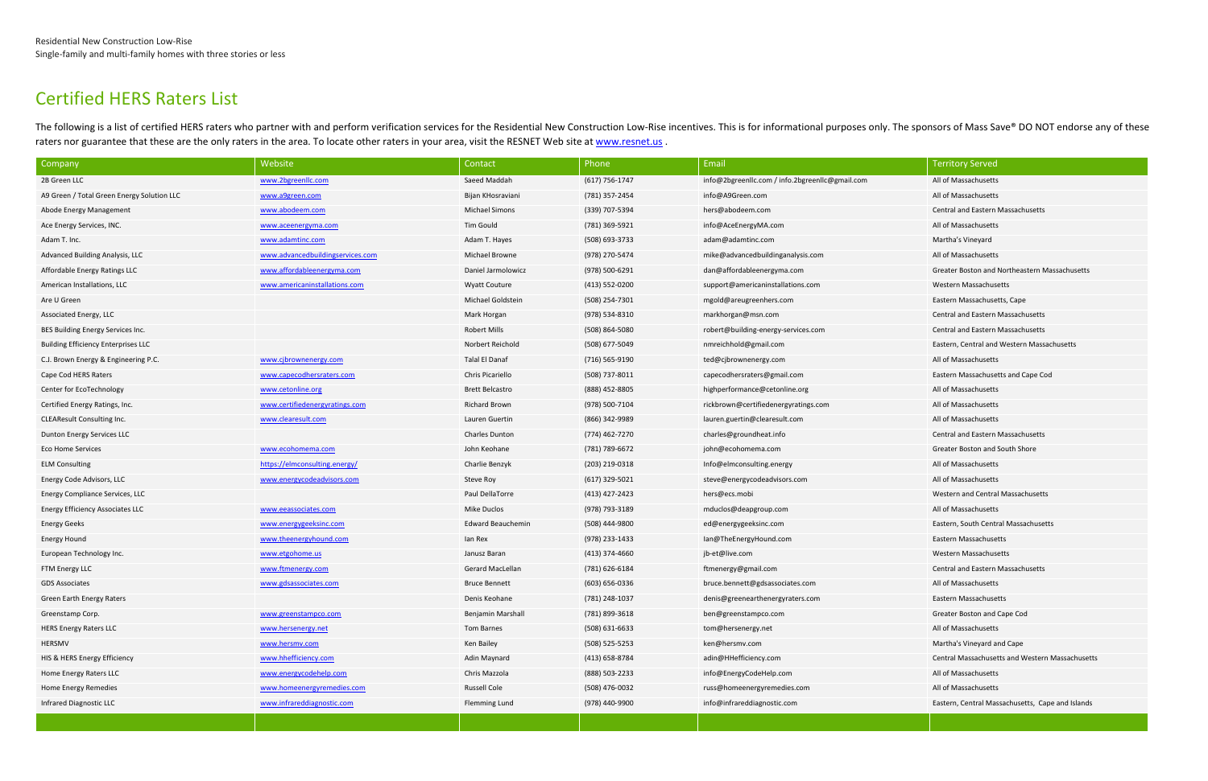Residential New Construction Low-Rise
Single-family and multi-family homes with three stories or less

# Certified HERS Raters List

The following is a list of certified HERS raters who partner with and perform verification services for the Residential New Construction Low-Rise incentives. This is for informational purposes only. The sponsors of Mass Save® DO NOT endorse any of these raters nor guarantee that these are the only raters in the area. To locate other raters in your area, visit the RESNET Web site at www.resnet.us .

| Company | Website | Contact | Phone | Email | Territory Served |
|---|---|---|---|---|---|
| 2B Green LLC | www.2bgreenllc.com | Saeed Maddah | (617) 756-1747 | info@2bgreenllc.com / info.2bgreenllc@gmail.com | All of Massachusetts |
| A9 Green / Total Green Energy Solution LLC | www.a9green.com | Bijan KHosraviani | (781) 357-2454 | info@A9Green.com | All of Massachusetts |
| Abode Energy Management | www.abodeem.com | Michael Simons | (339) 707-5394 | hers@abodeem.com | Central and Eastern Massachusetts |
| Ace Energy Services, INC. | www.aceenergyma.com | Tim Gould | (781) 369-5921 | info@AceEnergyMA.com | All of Massachusetts |
| Adam T. Inc. | www.adamtinc.com | Adam T. Hayes | (508) 693-3733 | adam@adamtinc.com | Martha's Vineyard |
| Advanced Building Analysis, LLC | www.advancedbuildingservices.com | Michael Browne | (978) 270-5474 | mike@advancedbuildinganalysis.com | All of Massachusetts |
| Affordable Energy Ratings LLC | www.affordableenergyma.com | Daniel Jarmolowicz | (978) 500-6291 | dan@affordableenergyma.com | Greater Boston and Northeastern Massachusetts |
| American Installations, LLC | www.americaninstallations.com | Wyatt Couture | (413) 552-0200 | support@americaninstallations.com | Western Massachusetts |
| Are U Green | | Michael Goldstein | (508) 254-7301 | mgold@areugreenhers.com | Eastern Massachusetts, Cape |
| Associated Energy, LLC | | Mark Horgan | (978) 534-8310 | markhorgan@msn.com | Central and Eastern Massachusetts |
| BES Building Energy Services Inc. | | Robert Mills | (508) 864-5080 | robert@building-energy-services.com | Central and Eastern Massachusetts |
| Building Efficiency Enterprises LLC | | Norbert Reichold | (508) 677-5049 | nmreichhold@gmail.com | Eastern, Central and Western Massachusetts |
| C.J. Brown Energy & Engineering P.C. | www.cjbrownenergy.com | Talal El Danaf | (716) 565-9190 | ted@cjbrownenergy.com | All of Massachusetts |
| Cape Cod HERS Raters | www.capecodhersraters.com | Chris Picariello | (508) 737-8011 | capecodhersraters@gmail.com | Eastern Massachusetts and Cape Cod |
| Center for EcoTechnology | www.cetonline.org | Brett Belcastro | (888) 452-8805 | highperformance@cetonline.org | All of Massachusetts |
| Certified Energy Ratings, Inc. | www.certifiedenergyratings.com | Richard Brown | (978) 500-7104 | rickbrown@certifiedenergyratings.com | All of Massachusetts |
| CLEAResult Consulting Inc. | www.clearesult.com | Lauren Guertin | (866) 342-9989 | lauren.guertin@clearesult.com | All of Massachusetts |
| Dunton Energy Services LLC | | Charles Dunton | (774) 462-7270 | charles@groundheat.info | Central and Eastern Massachusetts |
| Eco Home Services | www.ecohomema.com | John Keohane | (781) 789-6672 | john@ecohomema.com | Greater Boston and South Shore |
| ELM Consulting | https://elmconsulting.energy/ | Charlie Benzyk | (203) 219-0318 | Info@elmconsulting.energy | All of Massachusetts |
| Energy Code Advisors, LLC | www.energycodeadvisors.com | Steve Roy | (617) 329-5021 | steve@energycodeadvisors.com | All of Massachusetts |
| Energy Compliance Services, LLC | | Paul DellaTorre | (413) 427-2423 | hers@ecs.mobi | Western and Central Massachusetts |
| Energy Efficiency Associates LLC | www.eeassociates.com | Mike Duclos | (978) 793-3189 | mduclos@deapgroup.com | All of Massachusetts |
| Energy Geeks | www.energygeeksinc.com | Edward Beauchemin | (508) 444-9800 | ed@energygeeksinc.com | Eastern, South Central Massachusetts |
| Energy Hound | www.theenergyhound.com | Ian Rex | (978) 233-1433 | Ian@TheEnergyHound.com | Eastern Massachusetts |
| European Technology Inc. | www.etgohome.us | Janusz Baran | (413) 374-4660 | jb-et@live.com | Western Massachusetts |
| FTM Energy LLC | www.ftmenergy.com | Gerard MacLellan | (781) 626-6184 | ftmenergy@gmail.com | Central and Eastern Massachusetts |
| GDS Associates | www.gdsassociates.com | Bruce Bennett | (603) 656-0336 | bruce.bennett@gdsassociates.com | All of Massachusetts |
| Green Earth Energy Raters | | Denis Keohane | (781) 248-1037 | denis@greenearthenergyraters.com | Eastern Massachusetts |
| Greenstamp Corp. | www.greenstampco.com | Benjamin Marshall | (781) 899-3618 | ben@greenstampco.com | Greater Boston and Cape Cod |
| HERS Energy Raters LLC | www.hersenergy.net | Tom Barnes | (508) 631-6633 | tom@hersenergy.net | All of Massachusetts |
| HERSMV | www.hersmv.com | Ken Bailey | (508) 525-5253 | ken@hersmv.com | Martha's Vineyard and Cape |
| HIS & HERS Energy Efficiency | www.hhefficiency.com | Adin Maynard | (413) 658-8784 | adin@HHefficiency.com | Central Massachusetts and Western Massachusetts |
| Home Energy Raters LLC | www.energycodehelp.com | Chris Mazzola | (888) 503-2233 | info@EnergyCodeHelp.com | All of Massachusetts |
| Home Energy Remedies | www.homeenergyremedies.com | Russell Cole | (508) 476-0032 | russ@homeenergyremedies.com | All of Massachusetts |
| Infrared Diagnostic LLC | www.infrareddiagnostic.com | Flemming Lund | (978) 440-9900 | info@infrareddiagnostic.com | Eastern, Central Massachusetts, Cape and Islands |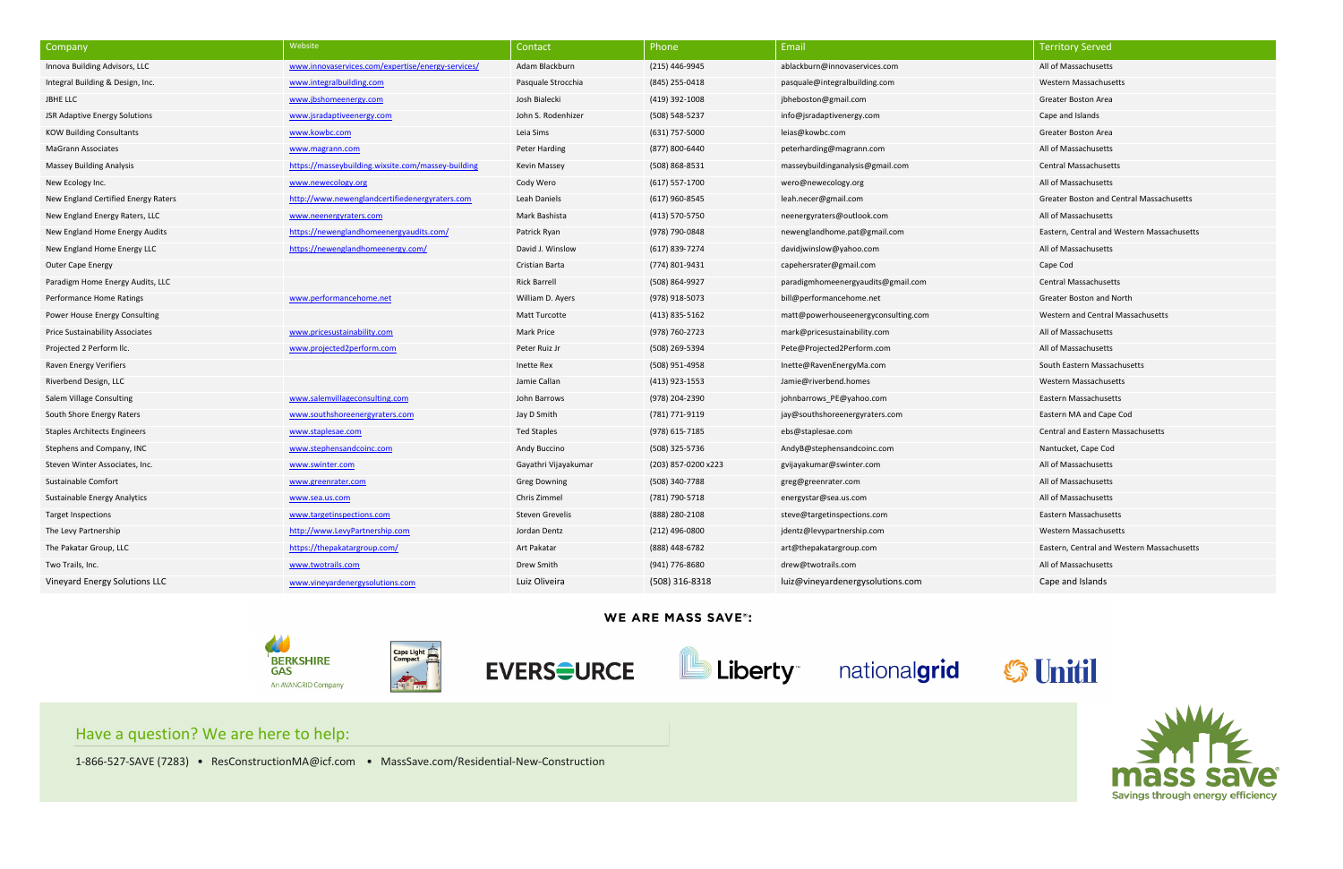| Company | Website | Contact | Phone | Email | Territory Served |
|---|---|---|---|---|---|
| Innova Building Advisors, LLC | www.innovaservices.com/expertise/energy-services/ | Adam Blackburn | (215) 446-9945 | ablackburn@innovaservices.com | All of Massachusetts |
| Integral Building & Design, Inc. | www.integralbuilding.com | Pasquale Strocchia | (845) 255-0418 | pasquale@integralbuilding.com | Western Massachusetts |
| JBHE LLC | www.jbshomeenergy.com | Josh Bialecki | (419) 392-1008 | jbheboston@gmail.com | Greater Boston Area |
| JSR Adaptive Energy Solutions | www.jsradaptiveenergy.com | John S. Rodenhizer | (508) 548-5237 | info@jsradaptiveenergy.com | Cape and Islands |
| KOW Building Consultants | www.kowbc.com | Leia Sims | (631) 757-5000 | leias@kowbc.com | Greater Boston Area |
| MaGrann Associates | www.magrann.com | Peter Harding | (877) 800-6440 | peterharding@magrann.com | All of Massachusetts |
| Massey Building Analysis | https://masseybuilding.wixsite.com/massey-building | Kevin Massey | (508) 868-8531 | masseybuildinganalysis@gmail.com | Central Massachusetts |
| New Ecology Inc. | www.newecology.org | Cody Wero | (617) 557-1700 | wero@newecology.org | All of Massachusetts |
| New England Certified Energy Raters | http://www.newenglandcertifiedenergyraters.com | Leah Daniels | (617) 960-8545 | leah.necer@gmail.com | Greater Boston and Central Massachusetts |
| New England Energy Raters, LLC | www.neenergyraters.com | Mark Bashista | (413) 570-5750 | neenergyraters@outlook.com | All of Massachusetts |
| New England Home Energy Audits | https://newenglandhomeenergyaudits.com/ | Patrick Ryan | (978) 790-0848 | newenglandhome.pat@gmail.com | Eastern, Central and Western Massachusetts |
| New England Home Energy LLC | https://newenglandhomeenergy.com/ | David J. Winslow | (617) 839-7274 | davidjwinslow@yahoo.com | All of Massachusetts |
| Outer Cape Energy | | Cristian Barta | (774) 801-9431 | capehersrater@gmail.com | Cape Cod |
| Paradigm Home Energy Audits, LLC | | Rick Barrell | (508) 864-9927 | paradigmhomeenergyaudits@gmail.com | Central Massachusetts |
| Performance Home Ratings | www.performancehome.net | William D. Ayers | (978) 918-5073 | bill@performancehome.net | Greater Boston and North |
| Power House Energy Consulting | | Matt Turcotte | (413) 835-5162 | matt@powerhouseenergyconsulting.com | Western and Central Massachusetts |
| Price Sustainability Associates | www.pricesustainability.com | Mark Price | (978) 760-2723 | mark@pricesustainability.com | All of Massachusetts |
| Projected 2 Perform llc. | www.projected2perform.com | Peter Ruiz Jr | (508) 269-5394 | Pete@Projected2Perform.com | All of Massachusetts |
| Raven Energy Verifiers | | Inette Rex | (508) 951-4958 | Inette@RavenEnergyMa.com | South Eastern Massachusetts |
| Riverbend Design, LLC | | Jamie Callan | (413) 923-1553 | Jamie@riverbend.homes | Western Massachusetts |
| Salem Village Consulting | www.salemvillageconsulting.com | John Barrows | (978) 204-2390 | johnbarrows_PE@yahoo.com | Eastern Massachusetts |
| South Shore Energy Raters | www.southshoreenergyraters.com | Jay D Smith | (781) 771-9119 | jay@southshoreenergyraters.com | Eastern MA and Cape Cod |
| Staples Architects Engineers | www.staplesae.com | Ted Staples | (978) 615-7185 | ebs@staplesae.com | Central and Eastern Massachusetts |
| Stephens and Company, INC | www.stephensandcoinc.com | Andy Buccino | (508) 325-5736 | AndyB@stephensandcoinc.com | Nantucket, Cape Cod |
| Steven Winter Associates, Inc. | www.swinter.com | Gayathri Vijayakumar | (203) 857-0200 x223 | gvijayakumar@swinter.com | All of Massachusetts |
| Sustainable Comfort | www.greenrater.com | Greg Downing | (508) 340-7788 | greg@greenrater.com | All of Massachusetts |
| Sustainable Energy Analytics | www.sea.us.com | Chris Zimmel | (781) 790-5718 | energystar@sea.us.com | All of Massachusetts |
| Target Inspections | www.targetinspections.com | Steven Grevelis | (888) 280-2108 | steve@targetinspections.com | Eastern Massachusetts |
| The Levy Partnership | http://www.LevyPartnership.com | Jordan Dentz | (212) 496-0800 | jdentz@levypartnership.com | Western Massachusetts |
| The Pakatar Group, LLC | https://thepakatargroup.com/ | Art Pakatar | (888) 448-6782 | art@thepakatargroup.com | Eastern, Central and Western Massachusetts |
| Two Trails, Inc. | www.twotrails.com | Drew Smith | (941) 776-8680 | drew@twotrails.com | All of Massachusetts |
| Vineyard Energy Solutions LLC | www.vineyardenergysolutions.com | Luiz Oliveira | (508) 316-8318 | luiz@vineyardenergysolutions.com | Cape and Islands |

**WE ARE MASS SAVE®:**

BERKSHIRE GAS An AVANGRID Company • Cape Light Compact • EVERSOURCE • Liberty • nationalgrid • Unitil

## Have a question? We are here to help:

1-866-527-SAVE (7283) • ResConstructionMA@icf.com • MassSave.com/Residential-New-Construction

mass save® Savings through energy efficiency